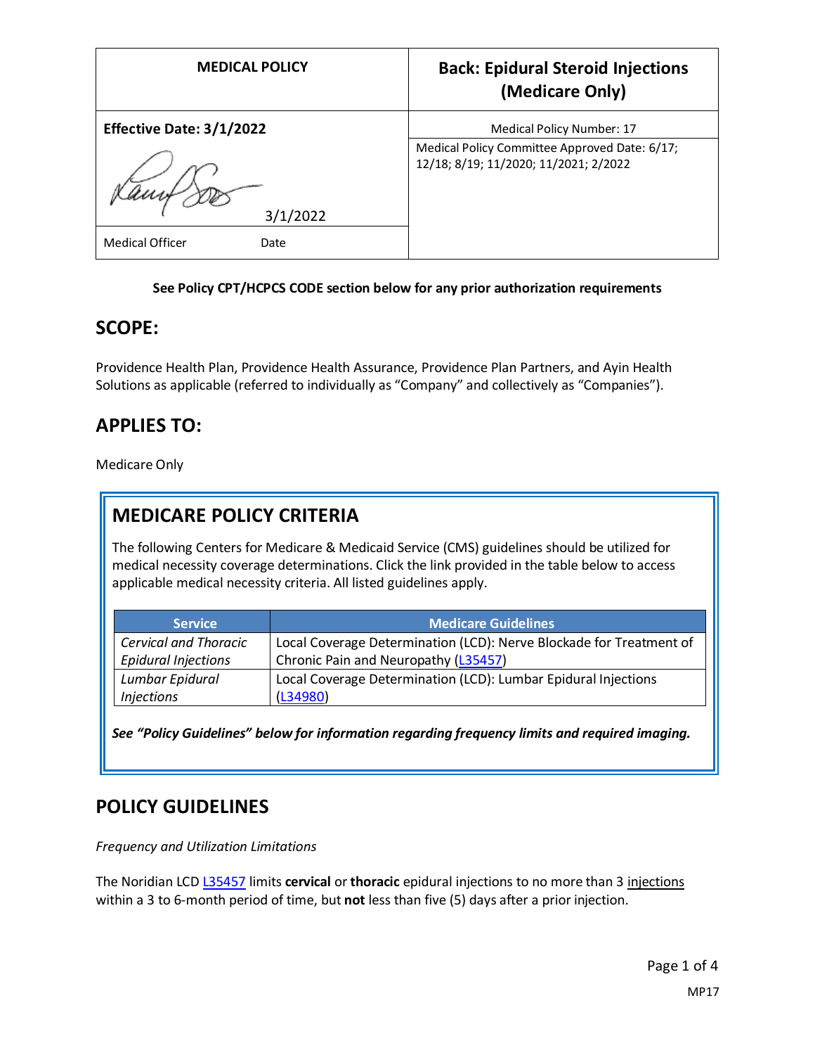| MEDICAL POLICY | Back: Epidural Steroid Injections (Medicare Only) |
| --- | --- |
| **Effective Date: 3/1/2022** | Medical Policy Number: 17 |
| 3/1/2022 | Medical Policy Committee Approved Date: 6/17; 12/18; 8/19; 11/2020; 11/2021; 2/2022 |
| Medical Officer Date | |

**See Policy CPT/HCPCS CODE section below for any prior authorization requirements**

## SCOPE:

Providence Health Plan, Providence Health Assurance, Providence Plan Partners, and Ayin Health Solutions as applicable (referred to individually as "Company" and collectively as "Companies").

## APPLIES TO:

Medicare Only

## MEDICARE POLICY CRITERIA

The following Centers for Medicare & Medicaid Service (CMS) guidelines should be utilized for medical necessity coverage determinations. Click the link provided in the table below to access applicable medical necessity criteria. All listed guidelines apply.

| Service | Medicare Guidelines |
| --- | --- |
| *Cervical and Thoracic Epidural Injections* | Local Coverage Determination (LCD): Nerve Blockade for Treatment of Chronic Pain and Neuropathy (L35457) |
| *Lumbar Epidural Injections* | Local Coverage Determination (LCD): Lumbar Epidural Injections (L34980) |

***See "Policy Guidelines" below for information regarding frequency limits and required imaging.***

## POLICY GUIDELINES

*Frequency and Utilization Limitations*

The Noridian LCD L35457 limits **cervical** or **thoracic** epidural injections to no more than 3 injections within a 3 to 6-month period of time, but **not** less than five (5) days after a prior injection.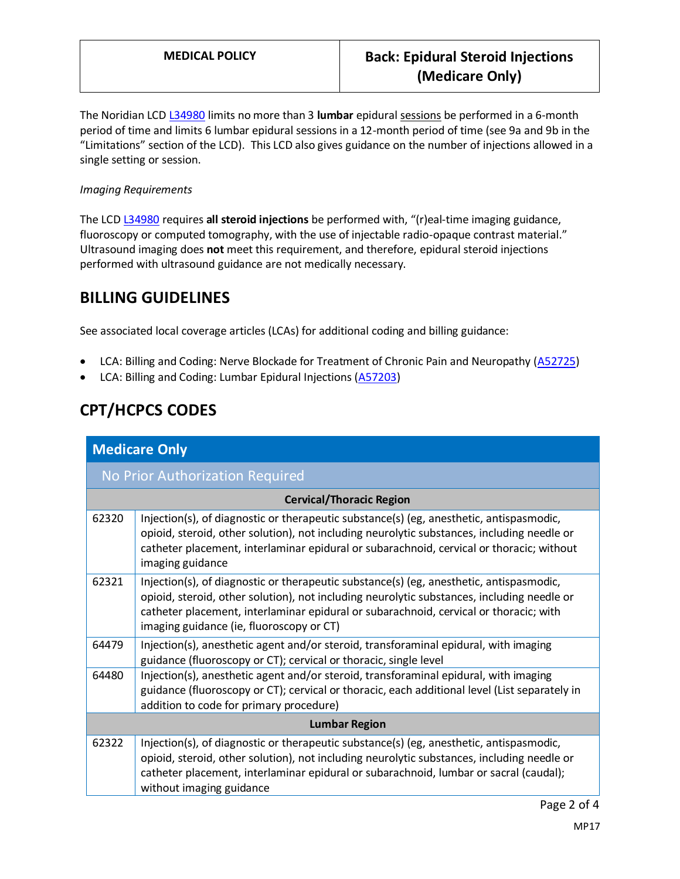The Noridian LCD L34980 limits no more than 3 **lumbar** epidural sessions be performed in a 6-month period of time and limits 6 lumbar epidural sessions in a 12-month period of time (see 9a and 9b in the "Limitations" section of the LCD). This LCD also gives guidance on the number of injections allowed in a single setting or session.

*Imaging Requirements*

The LCD L34980 requires **all steroid injections** be performed with, "(r)eal-time imaging guidance, fluoroscopy or computed tomography, with the use of injectable radio-opaque contrast material." Ultrasound imaging does **not** meet this requirement, and therefore, epidural steroid injections performed with ultrasound guidance are not medically necessary.

## BILLING GUIDELINES

See associated local coverage articles (LCAs) for additional coding and billing guidance:

- LCA: Billing and Coding: Nerve Blockade for Treatment of Chronic Pain and Neuropathy (A52725)
- LCA: Billing and Coding: Lumbar Epidural Injections (A57203)

## CPT/HCPCS CODES

| Medicare Only | |
|---|---|
| **No Prior Authorization Required** | |
| **Cervical/Thoracic Region** | |
| 62320 | Injection(s), of diagnostic or therapeutic substance(s) (eg, anesthetic, antispasmodic, opioid, steroid, other solution), not including neurolytic substances, including needle or catheter placement, interlaminar epidural or subarachnoid, cervical or thoracic; without imaging guidance |
| 62321 | Injection(s), of diagnostic or therapeutic substance(s) (eg, anesthetic, antispasmodic, opioid, steroid, other solution), not including neurolytic substances, including needle or catheter placement, interlaminar epidural or subarachnoid, cervical or thoracic; with imaging guidance (ie, fluoroscopy or CT) |
| 64479 | Injection(s), anesthetic agent and/or steroid, transforaminal epidural, with imaging guidance (fluoroscopy or CT); cervical or thoracic, single level |
| 64480 | Injection(s), anesthetic agent and/or steroid, transforaminal epidural, with imaging guidance (fluoroscopy or CT); cervical or thoracic, each additional level (List separately in addition to code for primary procedure) |
| **Lumbar Region** | |
| 62322 | Injection(s), of diagnostic or therapeutic substance(s) (eg, anesthetic, antispasmodic, opioid, steroid, other solution), not including neurolytic substances, including needle or catheter placement, interlaminar epidural or subarachnoid, lumbar or sacral (caudal); without imaging guidance |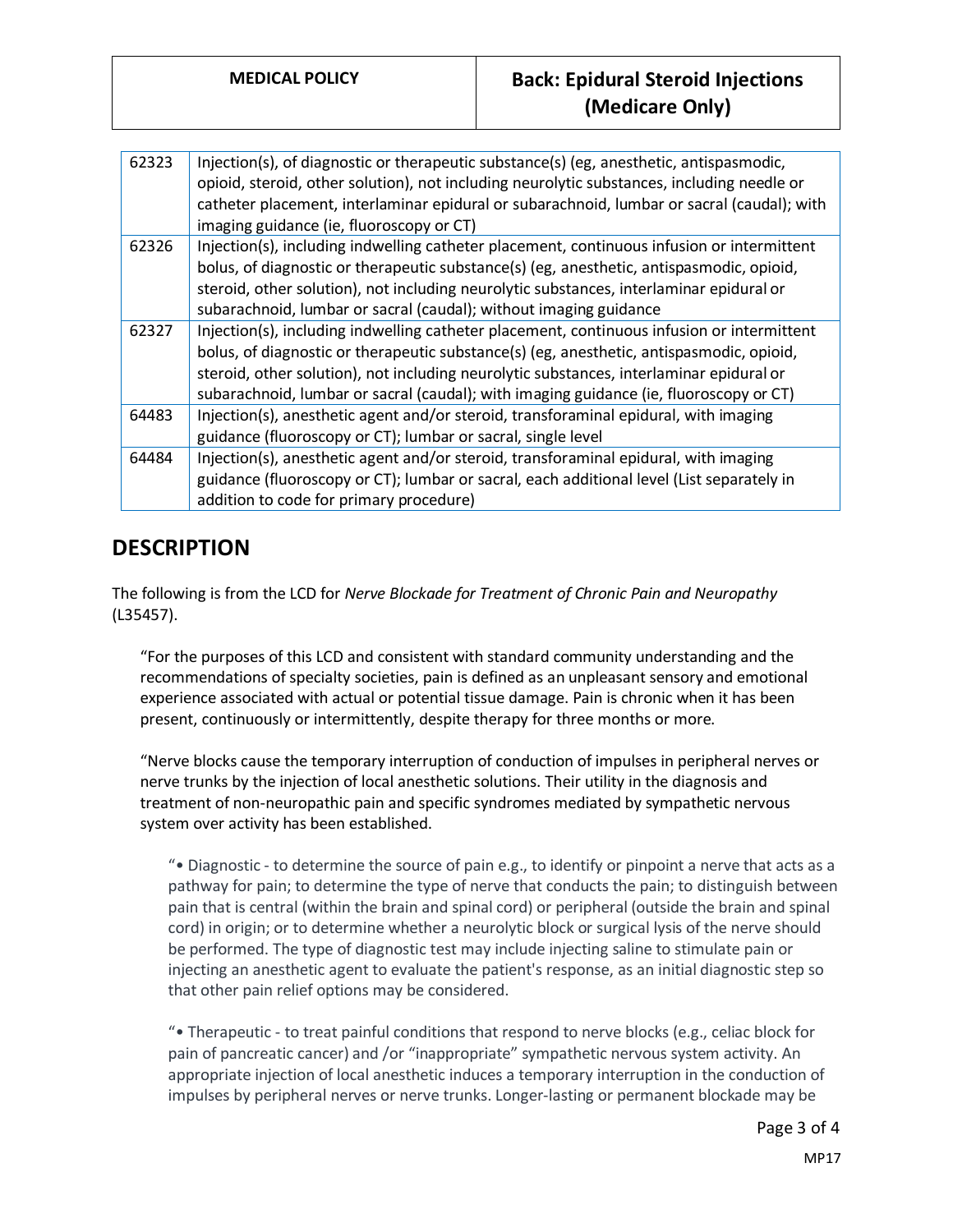| | |
|---|---|
| 62323 | Injection(s), of diagnostic or therapeutic substance(s) (eg, anesthetic, antispasmodic, opioid, steroid, other solution), not including neurolytic substances, including needle or catheter placement, interlaminar epidural or subarachnoid, lumbar or sacral (caudal); with imaging guidance (ie, fluoroscopy or CT) |
| 62326 | Injection(s), including indwelling catheter placement, continuous infusion or intermittent bolus, of diagnostic or therapeutic substance(s) (eg, anesthetic, antispasmodic, opioid, steroid, other solution), not including neurolytic substances, interlaminar epidural or subarachnoid, lumbar or sacral (caudal); without imaging guidance |
| 62327 | Injection(s), including indwelling catheter placement, continuous infusion or intermittent bolus, of diagnostic or therapeutic substance(s) (eg, anesthetic, antispasmodic, opioid, steroid, other solution), not including neurolytic substances, interlaminar epidural or subarachnoid, lumbar or sacral (caudal); with imaging guidance (ie, fluoroscopy or CT) |
| 64483 | Injection(s), anesthetic agent and/or steroid, transforaminal epidural, with imaging guidance (fluoroscopy or CT); lumbar or sacral, single level |
| 64484 | Injection(s), anesthetic agent and/or steroid, transforaminal epidural, with imaging guidance (fluoroscopy or CT); lumbar or sacral, each additional level (List separately in addition to code for primary procedure) |

## DESCRIPTION

The following is from the LCD for *Nerve Blockade for Treatment of Chronic Pain and Neuropathy* (L35457).

> "For the purposes of this LCD and consistent with standard community understanding and the recommendations of specialty societies, pain is defined as an unpleasant sensory and emotional experience associated with actual or potential tissue damage. Pain is chronic when it has been present, continuously or intermittently, despite therapy for three months or more.
>
> "Nerve blocks cause the temporary interruption of conduction of impulses in peripheral nerves or nerve trunks by the injection of local anesthetic solutions. Their utility in the diagnosis and treatment of non-neuropathic pain and specific syndromes mediated by sympathetic nervous system over activity has been established.
>
> > "• Diagnostic - to determine the source of pain e.g., to identify or pinpoint a nerve that acts as a pathway for pain; to determine the type of nerve that conducts the pain; to distinguish between pain that is central (within the brain and spinal cord) or peripheral (outside the brain and spinal cord) in origin; or to determine whether a neurolytic block or surgical lysis of the nerve should be performed. The type of diagnostic test may include injecting saline to stimulate pain or injecting an anesthetic agent to evaluate the patient's response, as an initial diagnostic step so that other pain relief options may be considered.
> >
> > "• Therapeutic - to treat painful conditions that respond to nerve blocks (e.g., celiac block for pain of pancreatic cancer) and /or "inappropriate" sympathetic nervous system activity. An appropriate injection of local anesthetic induces a temporary interruption in the conduction of impulses by peripheral nerves or nerve trunks. Longer-lasting or permanent blockade may be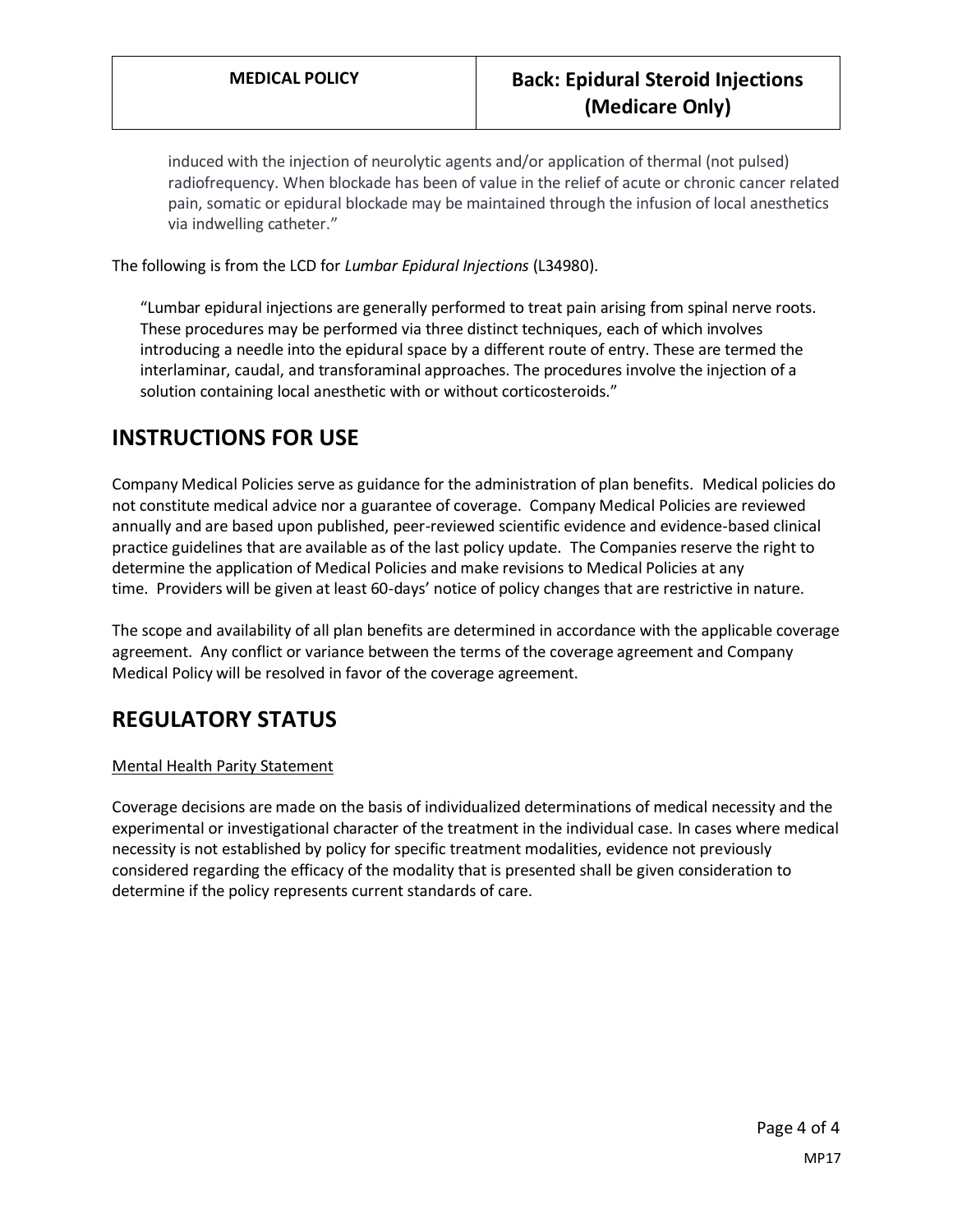> induced with the injection of neurolytic agents and/or application of thermal (not pulsed) radiofrequency. When blockade has been of value in the relief of acute or chronic cancer related pain, somatic or epidural blockade may be maintained through the infusion of local anesthetics via indwelling catheter."

The following is from the LCD for *Lumbar Epidural Injections* (L34980).

> "Lumbar epidural injections are generally performed to treat pain arising from spinal nerve roots. These procedures may be performed via three distinct techniques, each of which involves introducing a needle into the epidural space by a different route of entry. These are termed the interlaminar, caudal, and transforaminal approaches. The procedures involve the injection of a solution containing local anesthetic with or without corticosteroids."

## INSTRUCTIONS FOR USE

Company Medical Policies serve as guidance for the administration of plan benefits. Medical policies do not constitute medical advice nor a guarantee of coverage. Company Medical Policies are reviewed annually and are based upon published, peer-reviewed scientific evidence and evidence-based clinical practice guidelines that are available as of the last policy update. The Companies reserve the right to determine the application of Medical Policies and make revisions to Medical Policies at any time. Providers will be given at least 60-days' notice of policy changes that are restrictive in nature.

The scope and availability of all plan benefits are determined in accordance with the applicable coverage agreement. Any conflict or variance between the terms of the coverage agreement and Company Medical Policy will be resolved in favor of the coverage agreement.

## REGULATORY STATUS

<u>Mental Health Parity Statement</u>

Coverage decisions are made on the basis of individualized determinations of medical necessity and the experimental or investigational character of the treatment in the individual case. In cases where medical necessity is not established by policy for specific treatment modalities, evidence not previously considered regarding the efficacy of the modality that is presented shall be given consideration to determine if the policy represents current standards of care.